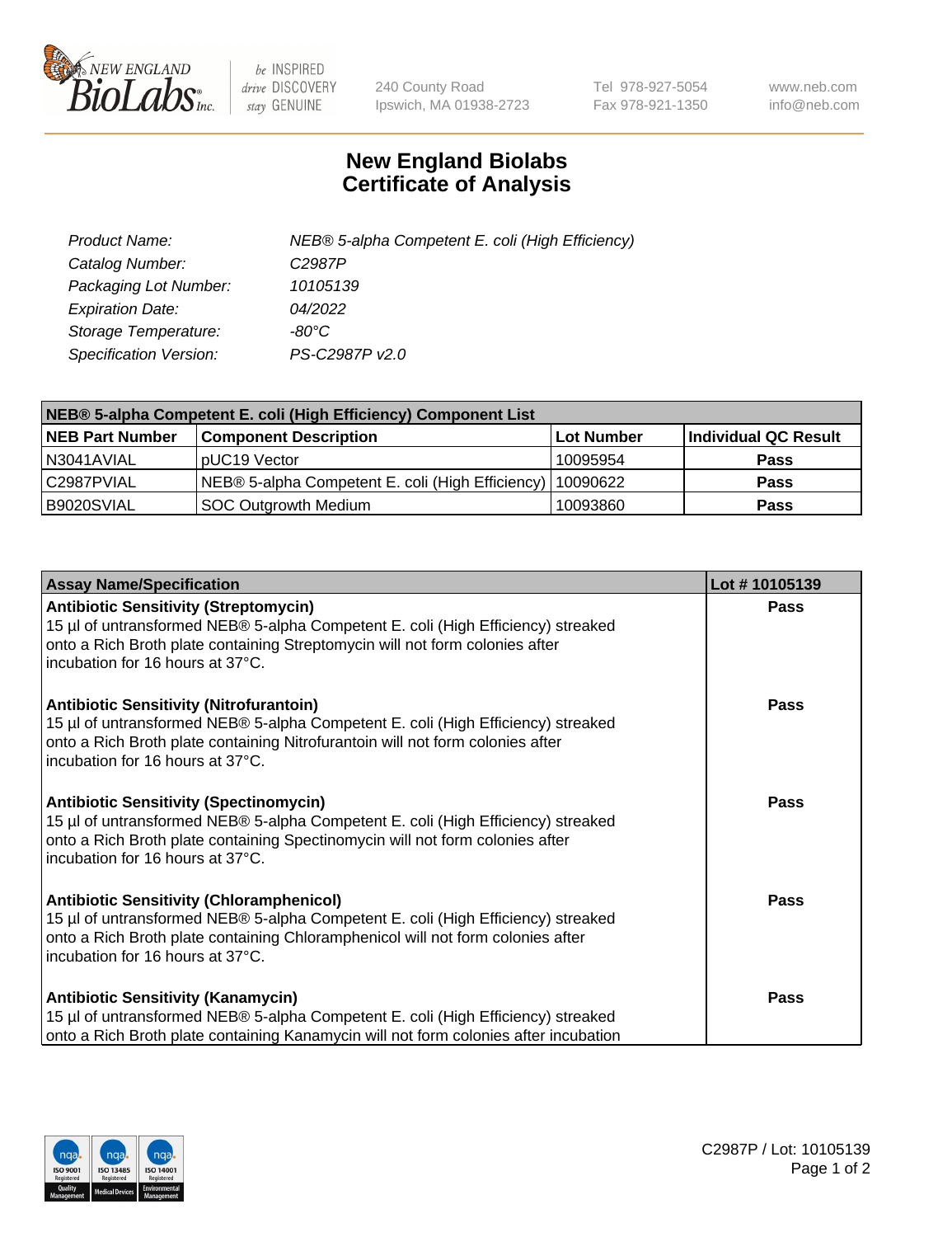New England BioLabs Inc. — be INSPIRED drive DISCOVERY stay GENUINE

240 County Road
Ipswich, MA 01938-2723

Tel 978-927-5054
Fax 978-921-1350

www.neb.com
info@neb.com

# New England Biolabs Certificate of Analysis

| | |
|---|---|
| *Product Name:* | *NEB® 5-alpha Competent E. coli (High Efficiency)* |
| *Catalog Number:* | *C2987P* |
| *Packaging Lot Number:* | *10105139* |
| *Expiration Date:* | *04/2022* |
| *Storage Temperature:* | *-80°C* |
| *Specification Version:* | *PS-C2987P v2.0* |

| NEB® 5-alpha Competent E. coli (High Efficiency) Component List | | | |
|---|---|---|---|
| **NEB Part Number** | **Component Description** | **Lot Number** | **Individual QC Result** |
| N3041AVIAL | pUC19 Vector | 10095954 | **Pass** |
| C2987PVIAL | NEB® 5-alpha Competent E. coli (High Efficiency) | 10090622 | **Pass** |
| B9020SVIAL | SOC Outgrowth Medium | 10093860 | **Pass** |

| Assay Name/Specification | Lot # 10105139 |
|---|---|
| **Antibiotic Sensitivity (Streptomycin)**<br>15 µl of untransformed NEB® 5-alpha Competent E. coli (High Efficiency) streaked onto a Rich Broth plate containing Streptomycin will not form colonies after incubation for 16 hours at 37°C. | **Pass** |
| **Antibiotic Sensitivity (Nitrofurantoin)**<br>15 µl of untransformed NEB® 5-alpha Competent E. coli (High Efficiency) streaked onto a Rich Broth plate containing Nitrofurantoin will not form colonies after incubation for 16 hours at 37°C. | **Pass** |
| **Antibiotic Sensitivity (Spectinomycin)**<br>15 µl of untransformed NEB® 5-alpha Competent E. coli (High Efficiency) streaked onto a Rich Broth plate containing Spectinomycin will not form colonies after incubation for 16 hours at 37°C. | **Pass** |
| **Antibiotic Sensitivity (Chloramphenicol)**<br>15 µl of untransformed NEB® 5-alpha Competent E. coli (High Efficiency) streaked onto a Rich Broth plate containing Chloramphenicol will not form colonies after incubation for 16 hours at 37°C. | **Pass** |
| **Antibiotic Sensitivity (Kanamycin)**<br>15 µl of untransformed NEB® 5-alpha Competent E. coli (High Efficiency) streaked onto a Rich Broth plate containing Kanamycin will not form colonies after incubation | **Pass** |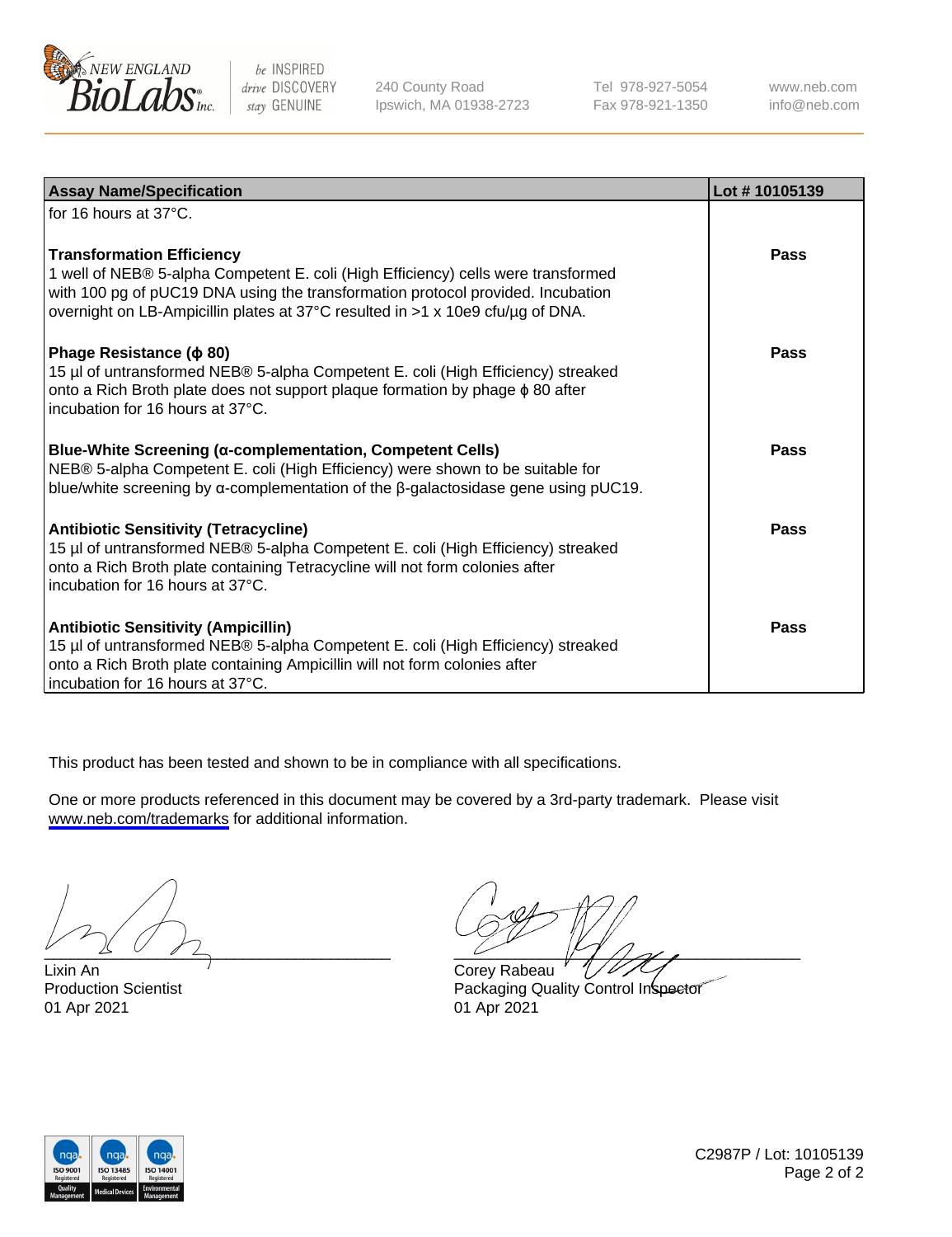| Assay Name/Specification | Lot # 10105139 |
|---|---|
| for 16 hours at 37°C. | |
| **Transformation Efficiency**<br>1 well of NEB® 5-alpha Competent E. coli (High Efficiency) cells were transformed with 100 pg of pUC19 DNA using the transformation protocol provided. Incubation overnight on LB-Ampicillin plates at 37°C resulted in >1 x 10e9 cfu/µg of DNA. | **Pass** |
| **Phage Resistance (ϕ 80)**<br>15 µl of untransformed NEB® 5-alpha Competent E. coli (High Efficiency) streaked onto a Rich Broth plate does not support plaque formation by phage ϕ 80 after incubation for 16 hours at 37°C. | **Pass** |
| **Blue-White Screening (α-complementation, Competent Cells)**<br>NEB® 5-alpha Competent E. coli (High Efficiency) were shown to be suitable for blue/white screening by α-complementation of the β-galactosidase gene using pUC19. | **Pass** |
| **Antibiotic Sensitivity (Tetracycline)**<br>15 µl of untransformed NEB® 5-alpha Competent E. coli (High Efficiency) streaked onto a Rich Broth plate containing Tetracycline will not form colonies after incubation for 16 hours at 37°C. | **Pass** |
| **Antibiotic Sensitivity (Ampicillin)**<br>15 µl of untransformed NEB® 5-alpha Competent E. coli (High Efficiency) streaked onto a Rich Broth plate containing Ampicillin will not form colonies after incubation for 16 hours at 37°C. | **Pass** |

This product has been tested and shown to be in compliance with all specifications.

One or more products referenced in this document may be covered by a 3rd-party trademark. Please visit www.neb.com/trademarks for additional information.

Lixin An
Production Scientist
01 Apr 2021

Corey Rabeau
Packaging Quality Control Inspector
01 Apr 2021

C2987P / Lot: 10105139